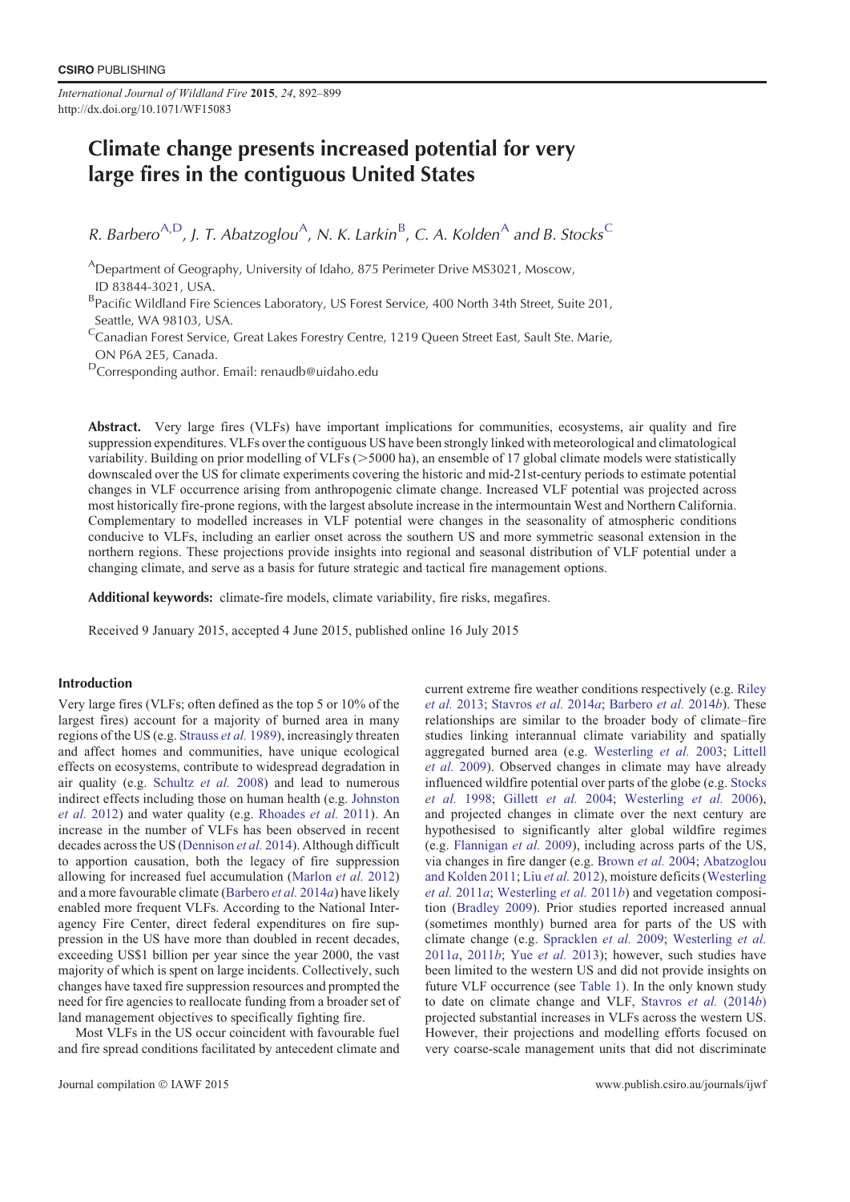# Climate change presents increased potential for very large fires in the contiguous United States

*R. Barbero*[A,D], *J. T. Abatzoglou*[A], *N. K. Larkin*[B], *C. A. Kolden*[A] *and B. Stocks*[C]

[A]Department of Geography, University of Idaho, 875 Perimeter Drive MS3021, Moscow, ID 83844-3021, USA.

[B]Pacific Wildland Fire Sciences Laboratory, US Forest Service, 400 North 34th Street, Suite 201, Seattle, WA 98103, USA.

[C]Canadian Forest Service, Great Lakes Forestry Centre, 1219 Queen Street East, Sault Ste. Marie, ON P6A 2E5, Canada.

[D]Corresponding author. Email: renaudb@uidaho.edu

**Abstract.** Very large fires (VLFs) have important implications for communities, ecosystems, air quality and fire suppression expenditures. VLFs over the contiguous US have been strongly linked with meteorological and climatological variability. Building on prior modelling of VLFs (>5000 ha), an ensemble of 17 global climate models were statistically downscaled over the US for climate experiments covering the historic and mid-21st-century periods to estimate potential changes in VLF occurrence arising from anthropogenic climate change. Increased VLF potential was projected across most historically fire-prone regions, with the largest absolute increase in the intermountain West and Northern California. Complementary to modelled increases in VLF potential were changes in the seasonality of atmospheric conditions conducive to VLFs, including an earlier onset across the southern US and more symmetric seasonal extension in the northern regions. These projections provide insights into regional and seasonal distribution of VLF potential under a changing climate, and serve as a basis for future strategic and tactical fire management options.

**Additional keywords:** climate-fire models, climate variability, fire risks, megafires.

Received 9 January 2015, accepted 4 June 2015, published online 16 July 2015

## Introduction

Very large fires (VLFs; often defined as the top 5 or 10% of the largest fires) account for a majority of burned area in many regions of the US (e.g. Strauss *et al.* 1989), increasingly threaten and affect homes and communities, have unique ecological effects on ecosystems, contribute to widespread degradation in air quality (e.g. Schultz *et al.* 2008) and lead to numerous indirect effects including those on human health (e.g. Johnston *et al.* 2012) and water quality (e.g. Rhoades *et al.* 2011). An increase in the number of VLFs has been observed in recent decades across the US (Dennison *et al.* 2014). Although difficult to apportion causation, both the legacy of fire suppression allowing for increased fuel accumulation (Marlon *et al.* 2012) and a more favourable climate (Barbero *et al.* 2014*a*) have likely enabled more frequent VLFs. According to the National Interagency Fire Center, direct federal expenditures on fire suppression in the US have more than doubled in recent decades, exceeding US$1 billion per year since the year 2000, the vast majority of which is spent on large incidents. Collectively, such changes have taxed fire suppression resources and prompted the need for fire agencies to reallocate funding from a broader set of land management objectives to specifically fighting fire.

Most VLFs in the US occur coincident with favourable fuel and fire spread conditions facilitated by antecedent climate and current extreme fire weather conditions respectively (e.g. Riley *et al.* 2013; Stavros *et al.* 2014*a*; Barbero *et al.* 2014*b*). These relationships are similar to the broader body of climate–fire studies linking interannual climate variability and spatially aggregated burned area (e.g. Westerling *et al.* 2003; Littell *et al.* 2009). Observed changes in climate may have already influenced wildfire potential over parts of the globe (e.g. Stocks *et al.* 1998; Gillett *et al.* 2004; Westerling *et al.* 2006), and projected changes in climate over the next century are hypothesised to significantly alter global wildfire regimes (e.g. Flannigan *et al.* 2009), including across parts of the US, via changes in fire danger (e.g. Brown *et al.* 2004; Abatzoglou and Kolden 2011; Liu *et al.* 2012), moisture deficits (Westerling *et al.* 2011*a*; Westerling *et al.* 2011*b*) and vegetation composition (Bradley 2009). Prior studies reported increased annual (sometimes monthly) burned area for parts of the US with climate change (e.g. Spracklen *et al.* 2009; Westerling *et al.* 2011*a*, 2011*b*; Yue *et al.* 2013); however, such studies have been limited to the western US and did not provide insights on future VLF occurrence (see Table 1). In the only known study to date on climate change and VLF, Stavros *et al.* (2014*b*) projected substantial increases in VLFs across the western US. However, their projections and modelling efforts focused on very coarse-scale management units that did not discriminate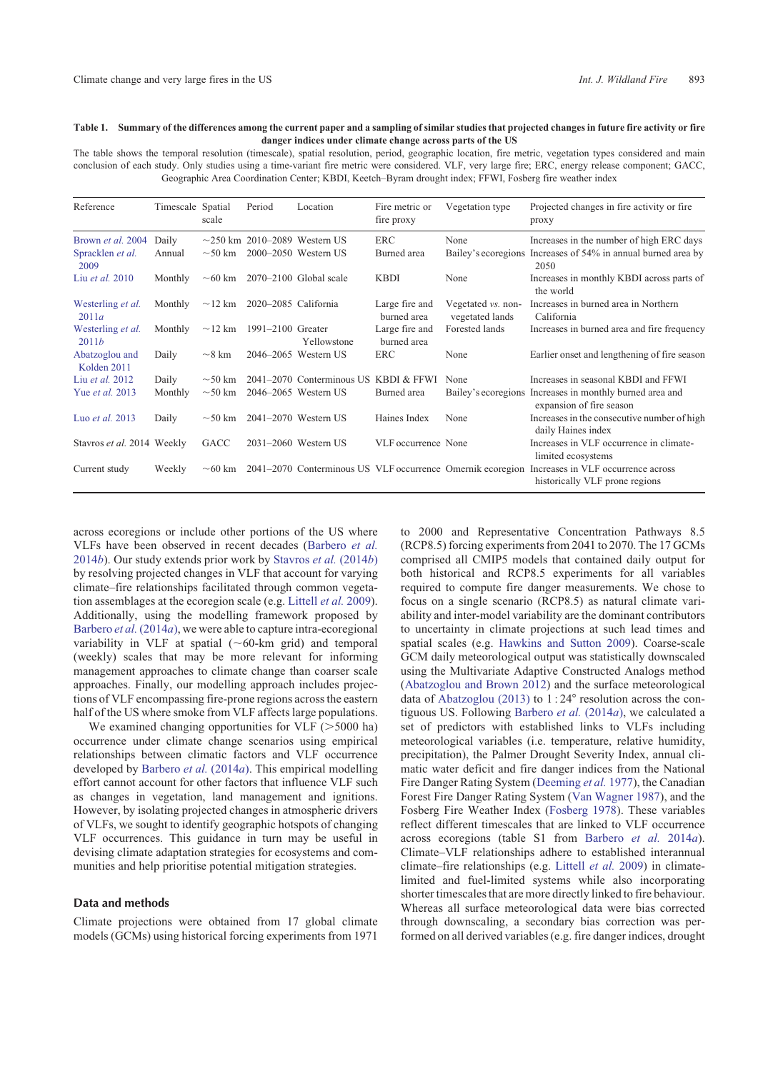**Table 1. Summary of the differences among the current paper and a sampling of similar studies that projected changes in future fire activity or fire danger indices under climate change across parts of the US**

The table shows the temporal resolution (timescale), spatial resolution, period, geographic location, fire metric, vegetation types considered and main conclusion of each study. Only studies using a time-variant fire metric were considered. VLF, very large fire; ERC, energy release component; GACC, Geographic Area Coordination Center; KBDI, Keetch–Byram drought index; FFWI, Fosberg fire weather index

| Reference | Timescale | Spatial scale | Period | Location | Fire metric or fire proxy | Vegetation type | Projected changes in fire activity or fire proxy |
|---|---|---|---|---|---|---|---|
| Brown *et al.* 2004 | Daily | ~250 km | 2010–2089 | Western US | ERC | None | Increases in the number of high ERC days |
| Spracklen *et al.* 2009 | Annual | ~50 km | 2000–2050 | Western US | Burned area | Bailey's ecoregions | Increases of 54% in annual burned area by 2050 |
| Liu *et al.* 2010 | Monthly | ~60 km | 2070–2100 | Global scale | KBDI | None | Increases in monthly KBDI across parts of the world |
| Westerling *et al.* 2011*a* | Monthly | ~12 km | 2020–2085 | California | Large fire and burned area | Vegetated *vs.* non-vegetated lands | Increases in burned area in Northern California |
| Westerling *et al.* 2011*b* | Monthly | ~12 km | 1991–2100 | Greater Yellowstone | Large fire and burned area | Forested lands | Increases in burned area and fire frequency |
| Abatzoglou and Kolden 2011 | Daily | ~8 km | 2046–2065 | Western US | ERC | None | Earlier onset and lengthening of fire season |
| Liu *et al.* 2012 | Daily | ~50 km | 2041–2070 | Conterminous US | KBDI & FFWI | None | Increases in seasonal KBDI and FFWI |
| Yue *et al.* 2013 | Monthly | ~50 km | 2046–2065 | Western US | Burned area | Bailey's ecoregions | Increases in monthly burned area and expansion of fire season |
| Luo *et al.* 2013 | Daily | ~50 km | 2041–2070 | Western US | Haines Index | None | Increases in the consecutive number of high daily Haines index |
| Stavros *et al.* 2014 | Weekly | GACC | 2031–2060 | Western US | VLF occurrence | None | Increases in VLF occurrence in climate-limited ecosystems |
| Current study | Weekly | ~60 km | 2041–2070 | Conterminous US | VLF occurrence | Omernik ecoregion | Increases in VLF occurrence across historically VLF prone regions |

across ecoregions or include other portions of the US where VLFs have been observed in recent decades (Barbero *et al.* 2014*b*). Our study extends prior work by Stavros *et al.* (2014*b*) by resolving projected changes in VLF that account for varying climate–fire relationships facilitated through common vegetation assemblages at the ecoregion scale (e.g. Littell *et al.* 2009). Additionally, using the modelling framework proposed by Barbero *et al.* (2014*a*), we were able to capture intra-ecoregional variability in VLF at spatial (~60-km grid) and temporal (weekly) scales that may be more relevant for informing management approaches to climate change than coarser scale approaches. Finally, our modelling approach includes projections of VLF encompassing fire-prone regions across the eastern half of the US where smoke from VLF affects large populations.

We examined changing opportunities for VLF (>5000 ha) occurrence under climate change scenarios using empirical relationships between climatic factors and VLF occurrence developed by Barbero *et al.* (2014*a*). This empirical modelling effort cannot account for other factors that influence VLF such as changes in vegetation, land management and ignitions. However, by isolating projected changes in atmospheric drivers of VLFs, we sought to identify geographic hotspots of changing VLF occurrences. This guidance in turn may be useful in devising climate adaptation strategies for ecosystems and communities and help prioritise potential mitigation strategies.

## Data and methods

Climate projections were obtained from 17 global climate models (GCMs) using historical forcing experiments from 1971 to 2000 and Representative Concentration Pathways 8.5 (RCP8.5) forcing experiments from 2041 to 2070. The 17 GCMs comprised all CMIP5 models that contained daily output for both historical and RCP8.5 experiments for all variables required to compute fire danger measurements. We chose to focus on a single scenario (RCP8.5) as natural climate variability and inter-model variability are the dominant contributors to uncertainty in climate projections at such lead times and spatial scales (e.g. Hawkins and Sutton 2009). Coarse-scale GCM daily meteorological output was statistically downscaled using the Multivariate Adaptive Constructed Analogs method (Abatzoglou and Brown 2012) and the surface meteorological data of Abatzoglou (2013) to 1 : 24° resolution across the conterminous US. Following Barbero *et al.* (2014*a*), we calculated a set of predictors with established links to VLFs including meteorological variables (i.e. temperature, relative humidity, precipitation), the Palmer Drought Severity Index, annual climatic water deficit and fire danger indices from the National Fire Danger Rating System (Deeming *et al.* 1977), the Canadian Forest Fire Danger Rating System (Van Wagner 1987), and the Fosberg Fire Weather Index (Fosberg 1978). These variables reflect different timescales that are linked to VLF occurrence across ecoregions (table S1 from Barbero *et al.* 2014*a*). Climate–VLF relationships adhere to established interannual climate–fire relationships (e.g. Littell *et al.* 2009) in climate-limited and fuel-limited systems while also incorporating shorter timescales that are more directly linked to fire behaviour. Whereas all surface meteorological data were bias corrected through downscaling, a secondary bias correction was performed on all derived variables (e.g. fire danger indices, drought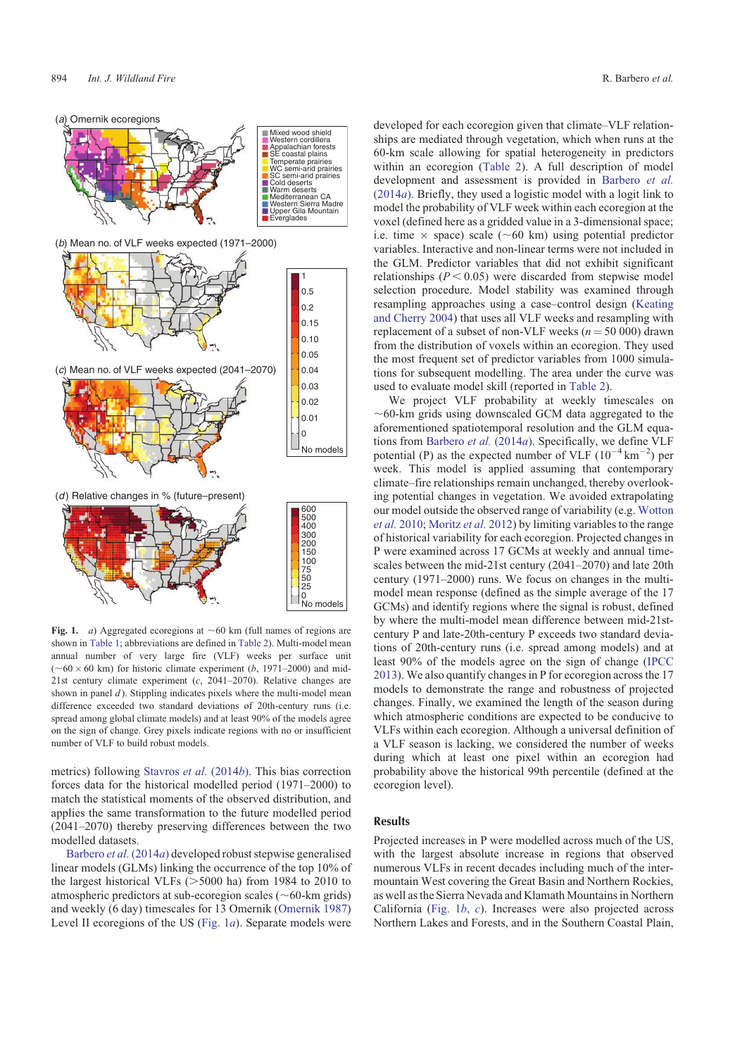Fig. 1. *a*) Aggregated ecoregions at ~60 km (full names of regions are shown in Table 1; abbreviations are defined in Table 2). Multi-model mean annual number of very large fire (VLF) weeks per surface unit (~60 × 60 km) for historic climate experiment (*b*, 1971–2000) and mid-21st century climate experiment (*c*, 2041–2070). Relative changes are shown in panel *d*). Stippling indicates pixels where the multi-model mean difference exceeded two standard deviations of 20th-century runs (i.e. spread among global climate models) and at least 90% of the models agree on the sign of change. Grey pixels indicate regions with no or insufficient number of VLF to build robust models.

metrics) following Stavros *et al.* (2014*b*). This bias correction forces data for the historical modelled period (1971–2000) to match the statistical moments of the observed distribution, and applies the same transformation to the future modelled period (2041–2070) thereby preserving differences between the two modelled datasets.

Barbero *et al.* (2014*a*) developed robust stepwise generalised linear models (GLMs) linking the occurrence of the top 10% of the largest historical VLFs (>5000 ha) from 1984 to 2010 to atmospheric predictors at sub-ecoregion scales (~60-km grids) and weekly (6 day) timescales for 13 Omernik (Omernik 1987) Level II ecoregions of the US (Fig. 1*a*). Separate models were developed for each ecoregion given that climate–VLF relationships are mediated through vegetation, which when runs at the 60-km scale allowing for spatial heterogeneity in predictors within an ecoregion (Table 2). A full description of model development and assessment is provided in Barbero *et al.* (2014*a*). Briefly, they used a logistic model with a logit link to model the probability of VLF week within each ecoregion at the voxel (defined here as a gridded value in a 3-dimensional space; i.e. time × space) scale (~60 km) using potential predictor variables. Interactive and non-linear terms were not included in the GLM. Predictor variables that did not exhibit significant relationships ($P < 0.05$) were discarded from stepwise model selection procedure. Model stability was examined through resampling approaches using a case–control design (Keating and Cherry 2004) that uses all VLF weeks and resampling with replacement of a subset of non-VLF weeks ($n = 50\,000$) drawn from the distribution of voxels within an ecoregion. They used the most frequent set of predictor variables from 1000 simulations for subsequent modelling. The area under the curve was used to evaluate model skill (reported in Table 2).

We project VLF probability at weekly timescales on ~60-km grids using downscaled GCM data aggregated to the aforementioned spatiotemporal resolution and the GLM equations from Barbero *et al.* (2014*a*). Specifically, we define VLF potential (P) as the expected number of VLF ($10^{-4}$ $km^{-2}$) per week. This model is applied assuming that contemporary climate–fire relationships remain unchanged, thereby overlooking potential changes in vegetation. We avoided extrapolating our model outside the observed range of variability (e.g. Wotton *et al.* 2010; Moritz *et al.* 2012) by limiting variables to the range of historical variability for each ecoregion. Projected changes in P were examined across 17 GCMs at weekly and annual timescales between the mid-21st century (2041–2070) and late 20th century (1971–2000) runs. We focus on changes in the multi-model mean response (defined as the simple average of the 17 GCMs) and identify regions where the signal is robust, defined by where the multi-model mean difference between mid-21st-century P and late-20th-century P exceeds two standard deviations of 20th-century runs (i.e. spread among models) and at least 90% of the models agree on the sign of change (IPCC 2013). We also quantify changes in P for each ecoregion across the 17 models to demonstrate the range and robustness of projected changes. Finally, we examined the length of the season during which atmospheric conditions are expected to be conducive to VLFs within each ecoregion. Although a universal definition of a VLF season is lacking, we considered the number of weeks during which at least one pixel within an ecoregion had probability above the historical 99th percentile (defined at the ecoregion level).

## Results

Projected increases in P were modelled across much of the US, with the largest absolute increase in regions that observed numerous VLFs in recent decades including much of the intermountain West covering the Great Basin and Northern Rockies, as well as the Sierra Nevada and Klamath Mountains in Northern California (Fig. 1*b*, *c*). Increases were also projected across Northern Lakes and Forests, and in the Southern Coastal Plain,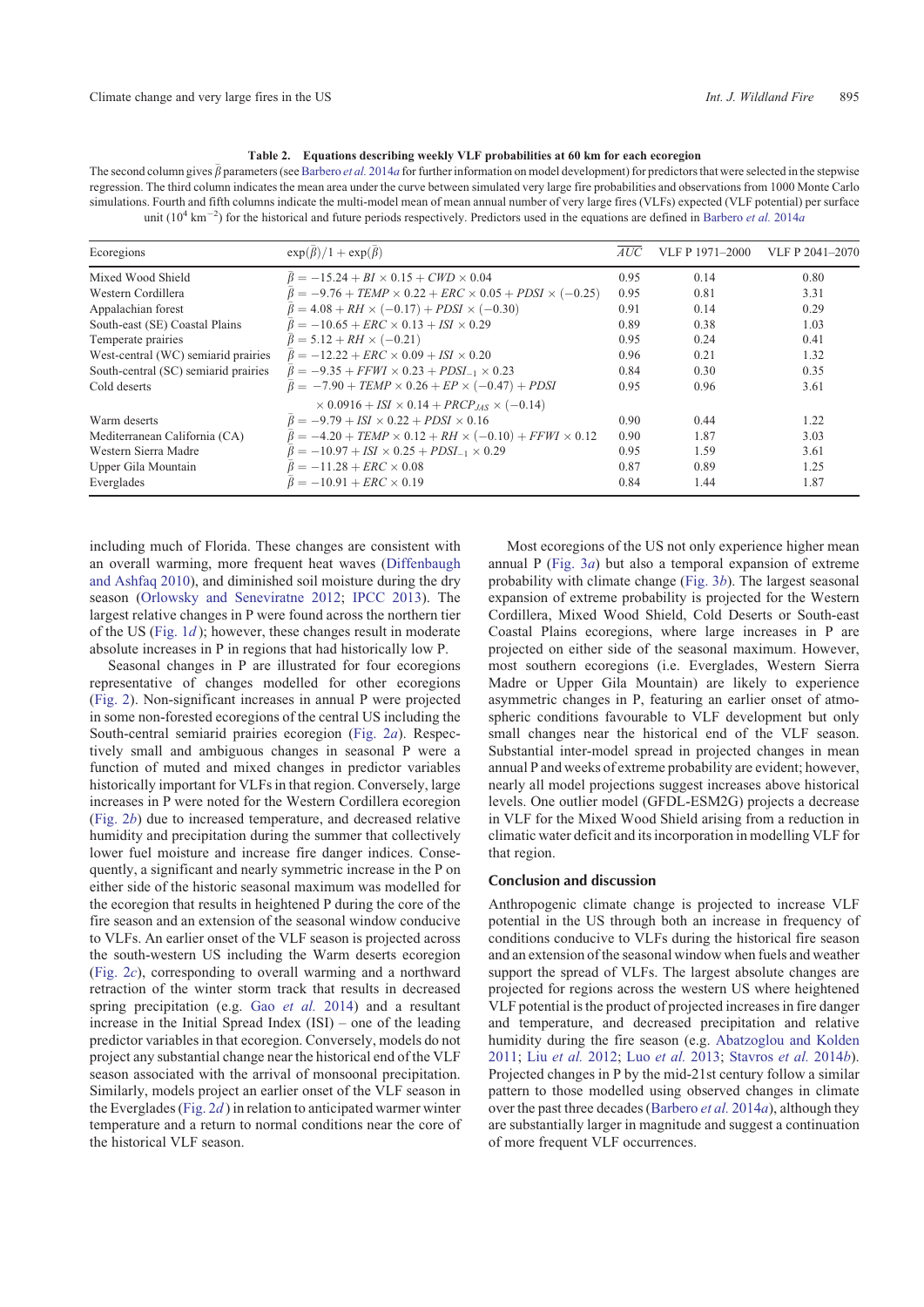**Table 2. Equations describing weekly VLF probabilities at 60 km for each ecoregion**

The second column gives $\bar{\beta}$ parameters (see Barbero *et al.* 2014*a* for further information on model development) for predictors that were selected in the stepwise regression. The third column indicates the mean area under the curve between simulated very large fire probabilities and observations from 1000 Monte Carlo simulations. Fourth and fifth columns indicate the multi-model mean of mean annual number of very large fires (VLFs) expected (VLF potential) per surface unit ($10^4$ km$^{-2}$) for the historical and future periods respectively. Predictors used in the equations are defined in Barbero *et al.* 2014*a*

| Ecoregions | $\exp(\bar{\beta})/1+\exp(\bar{\beta})$ | $\overline{AUC}$ | VLF P 1971–2000 | VLF P 2041–2070 |
|---|---|---|---|---|
| Mixed Wood Shield | $\bar{\beta} = -15.24 + BI \times 0.15 + CWD \times 0.04$ | 0.95 | 0.14 | 0.80 |
| Western Cordillera | $\bar{\beta} = -9.76 + TEMP \times 0.22 + ERC \times 0.05 + PDSI \times (-0.25)$ | 0.95 | 0.81 | 3.31 |
| Appalachian forest | $\bar{\beta} = 4.08 + RH \times (-0.17) + PDSI \times (-0.30)$ | 0.91 | 0.14 | 0.29 |
| South-east (SE) Coastal Plains | $\bar{\beta} = -10.65 + ERC \times 0.13 + ISI \times 0.29$ | 0.89 | 0.38 | 1.03 |
| Temperate prairies | $\bar{\beta} = 5.12 + RH \times (-0.21)$ | 0.95 | 0.24 | 0.41 |
| West-central (WC) semiarid prairies | $\bar{\beta} = -12.22 + ERC \times 0.09 + ISI \times 0.20$ | 0.96 | 0.21 | 1.32 |
| South-central (SC) semiarid prairies | $\bar{\beta} = -9.35 + FFWI \times 0.23 + PDSI_{-1} \times 0.23$ | 0.84 | 0.30 | 0.35 |
| Cold deserts | $\bar{\beta} = -7.90 + TEMP \times 0.26 + EP \times (-0.47) + PDSI \times 0.0916 + ISI \times 0.14 + PRCP_{JAS} \times (-0.14)$ | 0.95 | 0.96 | 3.61 |
| Warm deserts | $\bar{\beta} = -9.79 + ISI \times 0.22 + PDSI \times 0.16$ | 0.90 | 0.44 | 1.22 |
| Mediterranean California (CA) | $\bar{\beta} = -4.20 + TEMP \times 0.12 + RH \times (-0.10) + FFWI \times 0.12$ | 0.90 | 1.87 | 3.03 |
| Western Sierra Madre | $\bar{\beta} = -10.97 + ISI \times 0.25 + PDSI_{-1} \times 0.29$ | 0.95 | 1.59 | 3.61 |
| Upper Gila Mountain | $\bar{\beta} = -11.28 + ERC \times 0.08$ | 0.87 | 0.89 | 1.25 |
| Everglades | $\bar{\beta} = -10.91 + ERC \times 0.19$ | 0.84 | 1.44 | 1.87 |

including much of Florida. These changes are consistent with an overall warming, more frequent heat waves (Diffenbaugh and Ashfaq 2010), and diminished soil moisture during the dry season (Orlowsky and Seneviratne 2012; IPCC 2013). The largest relative changes in P were found across the northern tier of the US (Fig. 1*d*); however, these changes result in moderate absolute increases in P in regions that had historically low P.

Seasonal changes in P are illustrated for four ecoregions representative of changes modelled for other ecoregions (Fig. 2). Non-significant increases in annual P were projected in some non-forested ecoregions of the central US including the South-central semiarid prairies ecoregion (Fig. 2*a*). Respectively small and ambiguous changes in seasonal P were a function of muted and mixed changes in predictor variables historically important for VLFs in that region. Conversely, large increases in P were noted for the Western Cordillera ecoregion (Fig. 2*b*) due to increased temperature, and decreased relative humidity and precipitation during the summer that collectively lower fuel moisture and increase fire danger indices. Consequently, a significant and nearly symmetric increase in the P on either side of the historic seasonal maximum was modelled for the ecoregion that results in heightened P during the core of the fire season and an extension of the seasonal window conducive to VLFs. An earlier onset of the VLF season is projected across the south-western US including the Warm deserts ecoregion (Fig. 2*c*), corresponding to overall warming and a northward retraction of the winter storm track that results in decreased spring precipitation (e.g. Gao *et al.* 2014) and a resultant increase in the Initial Spread Index (ISI) – one of the leading predictor variables in that ecoregion. Conversely, models do not project any substantial change near the historical end of the VLF season associated with the arrival of monsoonal precipitation. Similarly, models project an earlier onset of the VLF season in the Everglades (Fig. 2*d*) in relation to anticipated warmer winter temperature and a return to normal conditions near the core of the historical VLF season.

Most ecoregions of the US not only experience higher mean annual P (Fig. 3*a*) but also a temporal expansion of extreme probability with climate change (Fig. 3*b*). The largest seasonal expansion of extreme probability is projected for the Western Cordillera, Mixed Wood Shield, Cold Deserts or South-east Coastal Plains ecoregions, where large increases in P are projected on either side of the seasonal maximum. However, most southern ecoregions (i.e. Everglades, Western Sierra Madre or Upper Gila Mountain) are likely to experience asymmetric changes in P, featuring an earlier onset of atmospheric conditions favourable to VLF development but only small changes near the historical end of the VLF season. Substantial inter-model spread in projected changes in mean annual P and weeks of extreme probability are evident; however, nearly all model projections suggest increases above historical levels. One outlier model (GFDL-ESM2G) projects a decrease in VLF for the Mixed Wood Shield arising from a reduction in climatic water deficit and its incorporation in modelling VLF for that region.

## Conclusion and discussion

Anthropogenic climate change is projected to increase VLF potential in the US through both an increase in frequency of conditions conducive to VLFs during the historical fire season and an extension of the seasonal window when fuels and weather support the spread of VLFs. The largest absolute changes are projected for regions across the western US where heightened VLF potential is the product of projected increases in fire danger and temperature, and decreased precipitation and relative humidity during the fire season (e.g. Abatzoglou and Kolden 2011; Liu *et al.* 2012; Luo *et al.* 2013; Stavros *et al.* 2014*b*). Projected changes in P by the mid-21st century follow a similar pattern to those modelled using observed changes in climate over the past three decades (Barbero *et al.* 2014*a*), although they are substantially larger in magnitude and suggest a continuation of more frequent VLF occurrences.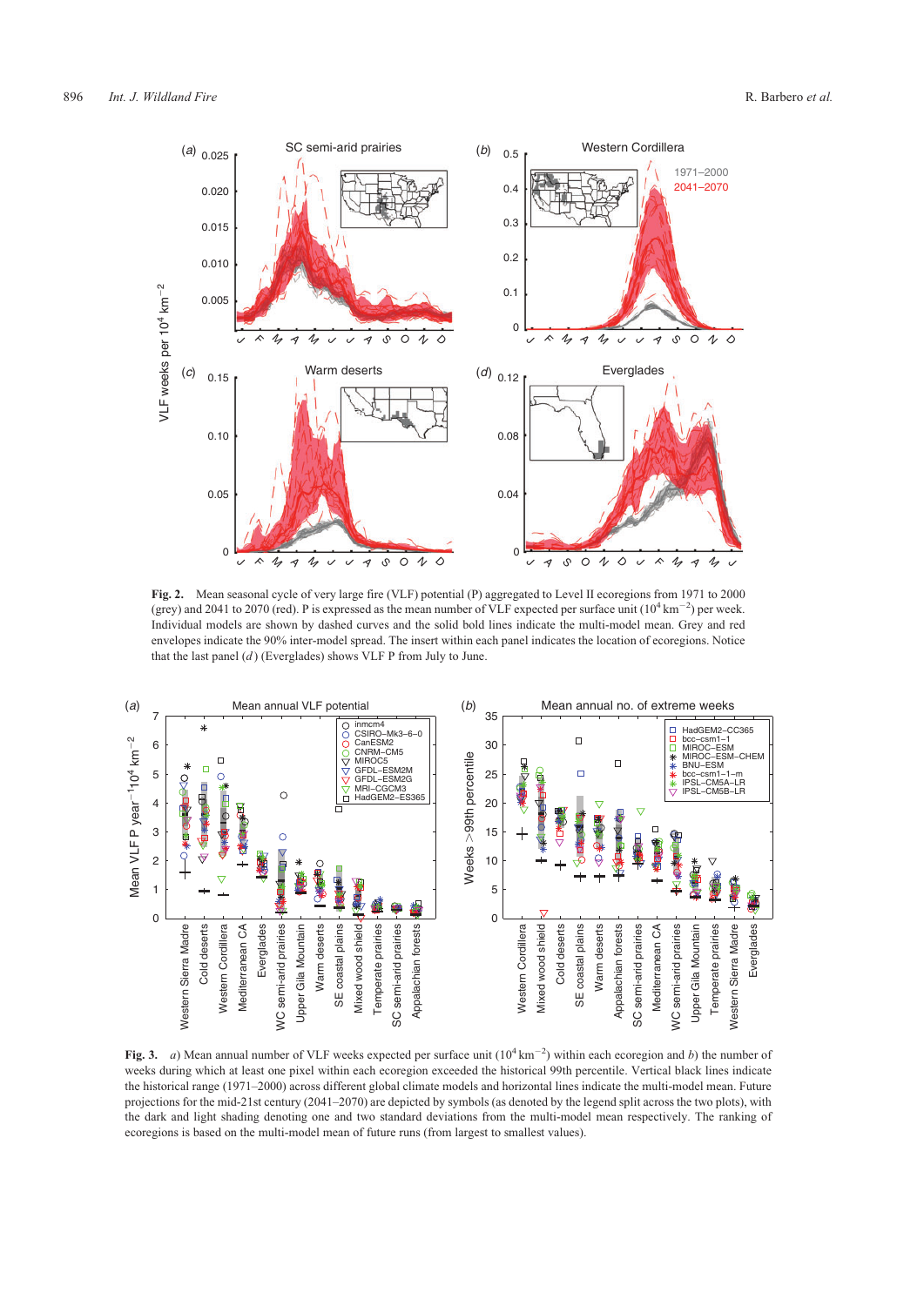**Fig. 2.** Mean seasonal cycle of very large fire (VLF) potential (P) aggregated to Level II ecoregions from 1971 to 2000 (grey) and 2041 to 2070 (red). P is expressed as the mean number of VLF expected per surface unit ($10^4$ km$^{-2}$) per week. Individual models are shown by dashed curves and the solid bold lines indicate the multi-model mean. Grey and red envelopes indicate the 90% inter-model spread. The insert within each panel indicates the location of ecoregions. Notice that the last panel (*d*) (Everglades) shows VLF P from July to June.

**Fig. 3.** *a*) Mean annual number of VLF weeks expected per surface unit ($10^4$ km$^{-2}$) within each ecoregion and *b*) the number of weeks during which at least one pixel within each ecoregion exceeded the historical 99th percentile. Vertical black lines indicate the historical range (1971–2000) across different global climate models and horizontal lines indicate the multi-model mean. Future projections for the mid-21st century (2041–2070) are depicted by symbols (as denoted by the legend split across the two plots), with the dark and light shading denoting one and two standard deviations from the multi-model mean respectively. The ranking of ecoregions is based on the multi-model mean of future runs (from largest to smallest values).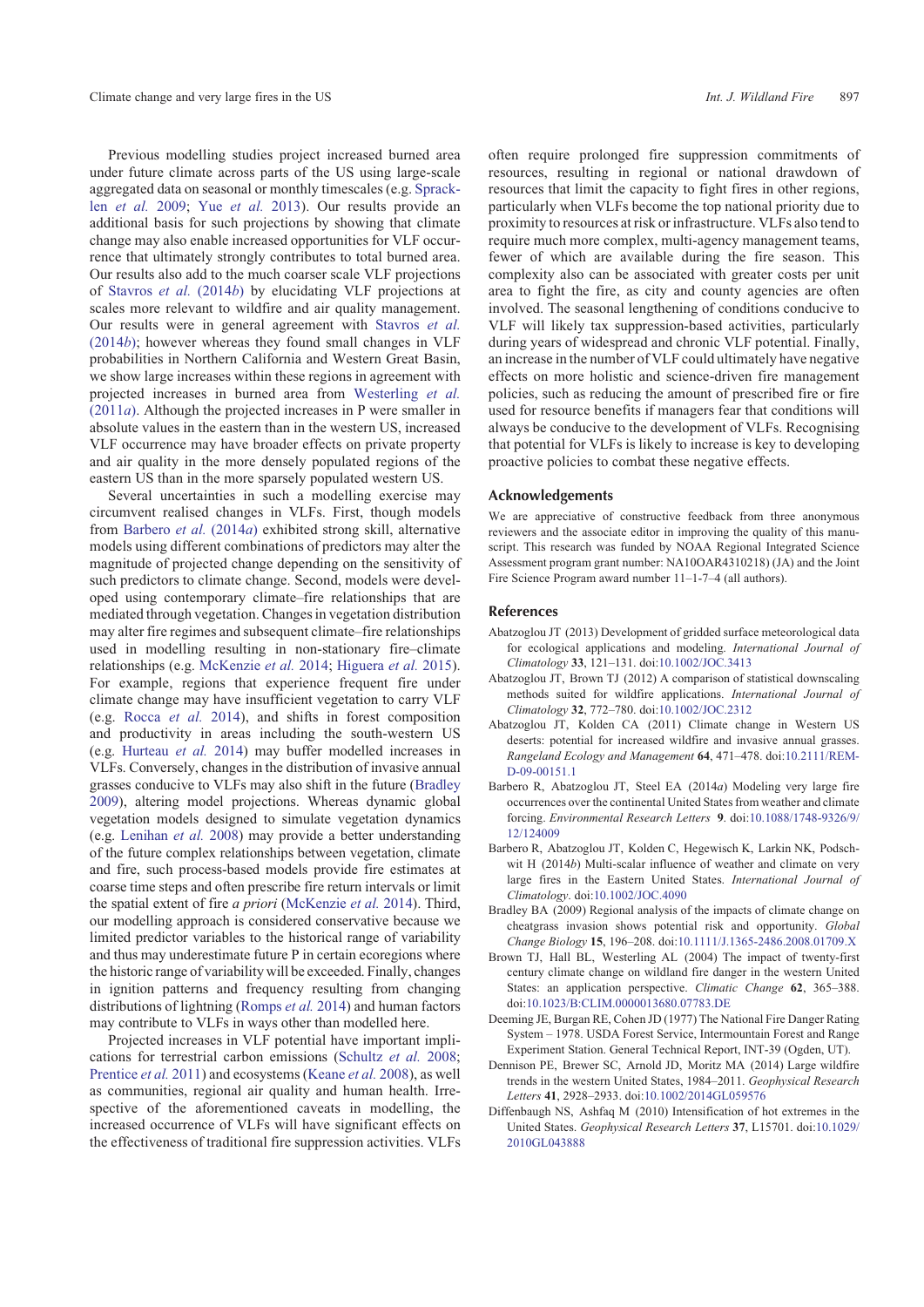Previous modelling studies project increased burned area under future climate across parts of the US using large-scale aggregated data on seasonal or monthly timescales (e.g. Spracklen *et al.* 2009; Yue *et al.* 2013). Our results provide an additional basis for such projections by showing that climate change may also enable increased opportunities for VLF occurrence that ultimately strongly contributes to total burned area. Our results also add to the much coarser scale VLF projections of Stavros *et al.* (2014*b*) by elucidating VLF projections at scales more relevant to wildfire and air quality management. Our results were in general agreement with Stavros *et al.* (2014*b*); however whereas they found small changes in VLF probabilities in Northern California and Western Great Basin, we show large increases within these regions in agreement with projected increases in burned area from Westerling *et al.* (2011*a*). Although the projected increases in P were smaller in absolute values in the eastern than in the western US, increased VLF occurrence may have broader effects on private property and air quality in the more densely populated regions of the eastern US than in the more sparsely populated western US.

Several uncertainties in such a modelling exercise may circumvent realised changes in VLFs. First, though models from Barbero *et al.* (2014*a*) exhibited strong skill, alternative models using different combinations of predictors may alter the magnitude of projected change depending on the sensitivity of such predictors to climate change. Second, models were developed using contemporary climate–fire relationships that are mediated through vegetation. Changes in vegetation distribution may alter fire regimes and subsequent climate–fire relationships used in modelling resulting in non-stationary fire–climate relationships (e.g. McKenzie *et al.* 2014; Higuera *et al.* 2015). For example, regions that experience frequent fire under climate change may have insufficient vegetation to carry VLF (e.g. Rocca *et al.* 2014), and shifts in forest composition and productivity in areas including the south-western US (e.g. Hurteau *et al.* 2014) may buffer modelled increases in VLFs. Conversely, changes in the distribution of invasive annual grasses conducive to VLFs may also shift in the future (Bradley 2009), altering model projections. Whereas dynamic global vegetation models designed to simulate vegetation dynamics (e.g. Lenihan *et al.* 2008) may provide a better understanding of the future complex relationships between vegetation, climate and fire, such process-based models provide fire estimates at coarse time steps and often prescribe fire return intervals or limit the spatial extent of fire *a priori* (McKenzie *et al.* 2014). Third, our modelling approach is considered conservative because we limited predictor variables to the historical range of variability and thus may underestimate future P in certain ecoregions where the historic range of variability will be exceeded. Finally, changes in ignition patterns and frequency resulting from changing distributions of lightning (Romps *et al.* 2014) and human factors may contribute to VLFs in ways other than modelled here.

Projected increases in VLF potential have important implications for terrestrial carbon emissions (Schultz *et al.* 2008; Prentice *et al.* 2011) and ecosystems (Keane *et al.* 2008), as well as communities, regional air quality and human health. Irrespective of the aforementioned caveats in modelling, the increased occurrence of VLFs will have significant effects on the effectiveness of traditional fire suppression activities. VLFs often require prolonged fire suppression commitments of resources, resulting in regional or national drawdown of resources that limit the capacity to fight fires in other regions, particularly when VLFs become the top national priority due to proximity to resources at risk or infrastructure. VLFs also tend to require much more complex, multi-agency management teams, fewer of which are available during the fire season. This complexity also can be associated with greater costs per unit area to fight the fire, as city and county agencies are often involved. The seasonal lengthening of conditions conducive to VLF will likely tax suppression-based activities, particularly during years of widespread and chronic VLF potential. Finally, an increase in the number of VLF could ultimately have negative effects on more holistic and science-driven fire management policies, such as reducing the amount of prescribed fire or fire used for resource benefits if managers fear that conditions will always be conducive to the development of VLFs. Recognising that potential for VLFs is likely to increase is key to developing proactive policies to combat these negative effects.

## Acknowledgements

We are appreciative of constructive feedback from three anonymous reviewers and the associate editor in improving the quality of this manuscript. This research was funded by NOAA Regional Integrated Science Assessment program grant number: NA10OAR4310218) (JA) and the Joint Fire Science Program award number 11–1-7–4 (all authors).

## References

Abatzoglou JT (2013) Development of gridded surface meteorological data for ecological applications and modeling. *International Journal of Climatology* **33**, 121–131. doi:10.1002/JOC.3413

Abatzoglou JT, Brown TJ (2012) A comparison of statistical downscaling methods suited for wildfire applications. *International Journal of Climatology* **32**, 772–780. doi:10.1002/JOC.2312

Abatzoglou JT, Kolden CA (2011) Climate change in Western US deserts: potential for increased wildfire and invasive annual grasses. *Rangeland Ecology and Management* **64**, 471–478. doi:10.2111/REM-D-09-00151.1

Barbero R, Abatzoglou JT, Steel EA (2014*a*) Modeling very large fire occurrences over the continental United States from weather and climate forcing. *Environmental Research Letters* **9**. doi:10.1088/1748-9326/9/12/124009

Barbero R, Abatzoglou JT, Kolden C, Hegewisch K, Larkin NK, Podschwit H (2014*b*) Multi-scalar influence of weather and climate on very large fires in the Eastern United States. *International Journal of Climatology*. doi:10.1002/JOC.4090

Bradley BA (2009) Regional analysis of the impacts of climate change on cheatgrass invasion shows potential risk and opportunity. *Global Change Biology* **15**, 196–208. doi:10.1111/J.1365-2486.2008.01709.X

Brown TJ, Hall BL, Westerling AL (2004) The impact of twenty-first century climate change on wildland fire danger in the western United States: an application perspective. *Climatic Change* **62**, 365–388. doi:10.1023/B:CLIM.0000013680.07783.DE

Deeming JE, Burgan RE, Cohen JD (1977) The National Fire Danger Rating System – 1978. USDA Forest Service, Intermountain Forest and Range Experiment Station. General Technical Report, INT-39 (Ogden, UT).

Dennison PE, Brewer SC, Arnold JD, Moritz MA (2014) Large wildfire trends in the western United States, 1984–2011. *Geophysical Research Letters* **41**, 2928–2933. doi:10.1002/2014GL059576

Diffenbaugh NS, Ashfaq M (2010) Intensification of hot extremes in the United States. *Geophysical Research Letters* **37**, L15701. doi:10.1029/2010GL043888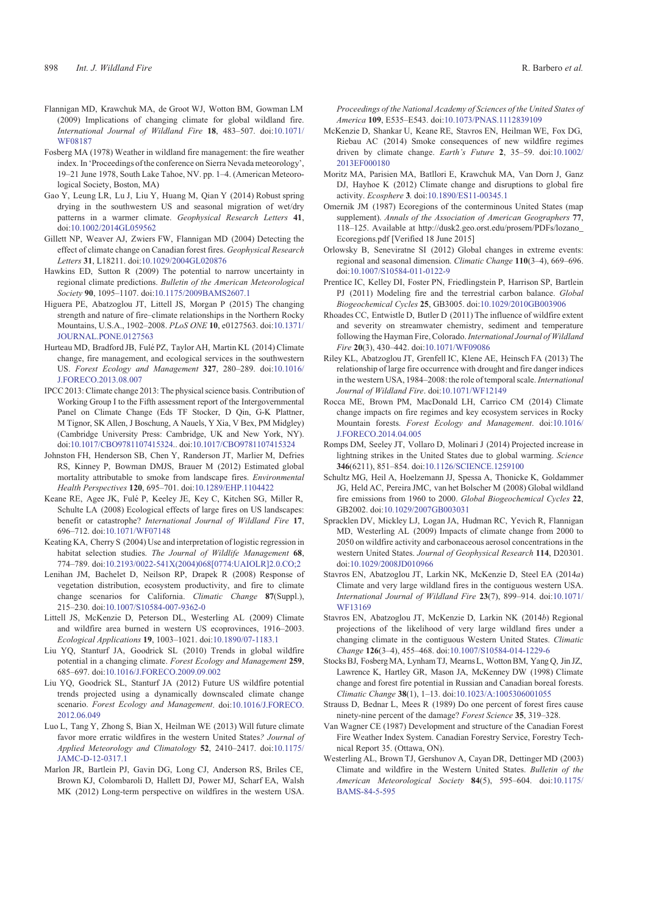Flannigan MD, Krawchuk MA, de Groot WJ, Wotton BM, Gowman LM (2009) Implications of changing climate for global wildland fire. *International Journal of Wildland Fire* **18**, 483–507. doi:10.1071/WF08187

Fosberg MA (1978) Weather in wildland fire management: the fire weather index. In 'Proceedings of the conference on Sierra Nevada meteorology', 19–21 June 1978, South Lake Tahoe, NV. pp. 1–4. (American Meteorological Society, Boston, MA)

Gao Y, Leung LR, Lu J, Liu Y, Huang M, Qian Y (2014) Robust spring drying in the southwestern US and seasonal migration of wet/dry patterns in a warmer climate. *Geophysical Research Letters* **41**, doi:10.1002/2014GL059562

Gillett NP, Weaver AJ, Zwiers FW, Flannigan MD (2004) Detecting the effect of climate change on Canadian forest fires. *Geophysical Research Letters* **31**, L18211. doi:10.1029/2004GL020876

Hawkins ED, Sutton R (2009) The potential to narrow uncertainty in regional climate predictions. *Bulletin of the American Meteorological Society* **90**, 1095–1107. doi:10.1175/2009BAMS2607.1

Higuera PE, Abatzoglou JT, Littell JS, Morgan P (2015) The changing strength and nature of fire–climate relationships in the Northern Rocky Mountains, U.S.A., 1902–2008. *PLoS ONE* **10**, e0127563. doi:10.1371/JOURNAL.PONE.0127563

Hurteau MD, Bradford JB, Fulé PZ, Taylor AH, Martin KL (2014) Climate change, fire management, and ecological services in the southwestern US. *Forest Ecology and Management* **327**, 280–289. doi:10.1016/J.FORECO.2013.08.007

IPCC 2013: Climate change 2013: The physical science basis. Contribution of Working Group I to the Fifth assessment report of the Intergovernmental Panel on Climate Change (Eds TF Stocker, D Qin, G-K Plattner, M Tignor, SK Allen, J Boschung, A Nauels, Y Xia, V Bex, PM Midgley) (Cambridge University Press: Cambridge, UK and New York, NY). doi:10.1017/CBO9781107415324.. doi:10.1017/CBO9781107415324

Johnston FH, Henderson SB, Chen Y, Randerson JT, Marlier M, Defries RS, Kinney P, Bowman DMJS, Brauer M (2012) Estimated global mortality attributable to smoke from landscape fires. *Environmental Health Perspectives* **120**, 695–701. doi:10.1289/EHP.1104422

Keane RE, Agee JK, Fulé P, Keeley JE, Key C, Kitchen SG, Miller R, Schulte LA (2008) Ecological effects of large fires on US landscapes: benefit or catastrophe? *International Journal of Wildland Fire* **17**, 696–712. doi:10.1071/WF07148

Keating KA, Cherry S (2004) Use and interpretation of logistic regression in habitat selection studies. *The Journal of Wildlife Management* **68**, 774–789. doi:10.2193/0022-541X(2004)068[0774:UAIOLR]2.0.CO;2

Lenihan JM, Bachelet D, Neilson RP, Drapek R (2008) Response of vegetation distribution, ecosystem productivity, and fire to climate change scenarios for California. *Climatic Change* **87**(Suppl.), 215–230. doi:10.1007/S10584-007-9362-0

Littell JS, McKenzie D, Peterson DL, Westerling AL (2009) Climate and wildfire area burned in western US ecoprovinces, 1916–2003. *Ecological Applications* **19**, 1003–1021. doi:10.1890/07-1183.1

Liu YQ, Stanturf JA, Goodrick SL (2010) Trends in global wildfire potential in a changing climate. *Forest Ecology and Management* **259**, 685–697. doi:10.1016/J.FORECO.2009.09.002

Liu YQ, Goodrick SL, Stanturf JA (2012) Future US wildfire potential trends projected using a dynamically downscaled climate change scenario. *Forest Ecology and Management*. doi:10.1016/J.FORECO.2012.06.049

Luo L, Tang Y, Zhong S, Bian X, Heilman WE (2013) Will future climate favor more erratic wildfires in the western United States? *Journal of Applied Meteorology and Climatology* **52**, 2410–2417. doi:10.1175/JAMC-D-12-0317.1

Marlon JR, Bartlein PJ, Gavin DG, Long CJ, Anderson RS, Briles CE, Brown KJ, Colombaroli D, Hallett DJ, Power MJ, Scharf EA, Walsh MK (2012) Long-term perspective on wildfires in the western USA. *Proceedings of the National Academy of Sciences of the United States of America* **109**, E535–E543. doi:10.1073/PNAS.1112839109

McKenzie D, Shankar U, Keane RE, Stavros EN, Heilman WE, Fox DG, Riebau AC (2014) Smoke consequences of new wildfire regimes driven by climate change. *Earth's Future* **2**, 35–59. doi:10.1002/2013EF000180

Moritz MA, Parisien MA, Batllori E, Krawchuk MA, Van Dorn J, Ganz DJ, Hayhoe K (2012) Climate change and disruptions to global fire activity. *Ecosphere* **3**. doi:10.1890/ES11-00345.1

Omernik JM (1987) Ecoregions of the conterminous United States (map supplement). *Annals of the Association of American Geographers* **77**, 118–125. Available at http://dusk2.geo.orst.edu/prosem/PDFs/lozano_Ecoregions.pdf [Verified 18 June 2015]

Orlowsky B, Seneviratne SI (2012) Global changes in extreme events: regional and seasonal dimension. *Climatic Change* **110**(3–4), 669–696. doi:10.1007/S10584-011-0122-9

Prentice IC, Kelley DI, Foster PN, Friedlingstein P, Harrison SP, Bartlein PJ (2011) Modeling fire and the terrestrial carbon balance. *Global Biogeochemical Cycles* **25**, GB3005. doi:10.1029/2010GB003906

Rhoades CC, Entwistle D, Butler D (2011) The influence of wildfire extent and severity on streamwater chemistry, sediment and temperature following the Hayman Fire, Colorado. *International Journal of Wildland Fire* **20**(3), 430–442. doi:10.1071/WF09086

Riley KL, Abatzoglou JT, Grenfell IC, Klene AE, Heinsch FA (2013) The relationship of large fire occurrence with drought and fire danger indices in the western USA, 1984–2008: the role of temporal scale. *International Journal of Wildland Fire*. doi:10.1071/WF12149

Rocca ME, Brown PM, MacDonald LH, Carrico CM (2014) Climate change impacts on fire regimes and key ecosystem services in Rocky Mountain forests. *Forest Ecology and Management*. doi:10.1016/J.FORECO.2014.04.005

Romps DM, Seeley JT, Vollaro D, Molinari J (2014) Projected increase in lightning strikes in the United States due to global warming. *Science* **346**(6211), 851–854. doi:10.1126/SCIENCE.1259100

Schultz MG, Heil A, Hoelzemann JJ, Spessa A, Thonicke K, Goldammer JG, Held AC, Pereira JMC, van het Bolscher M (2008) Global wildland fire emissions from 1960 to 2000. *Global Biogeochemical Cycles* **22**, GB2002. doi:10.1029/2007GB003031

Spracklen DV, Mickley LJ, Logan JA, Hudman RC, Yevich R, Flannigan MD, Westerling AL (2009) Impacts of climate change from 2000 to 2050 on wildfire activity and carbonaceous aerosol concentrations in the western United States. *Journal of Geophysical Research* **114**, D20301. doi:10.1029/2008JD010966

Stavros EN, Abatzoglou JT, Larkin NK, McKenzie D, Steel EA (2014*a*) Climate and very large wildland fires in the contiguous western USA. *International Journal of Wildland Fire* **23**(7), 899–914. doi:10.1071/WF13169

Stavros EN, Abatzoglou JT, McKenzie D, Larkin NK (2014*b*) Regional projections of the likelihood of very large wildland fires under a changing climate in the contiguous Western United States. *Climatic Change* **126**(3–4), 455–468. doi:10.1007/S10584-014-1229-6

Stocks BJ, Fosberg MA, Lynham TJ, Mearns L, Wotton BM, Yang Q, Jin JZ, Lawrence K, Hartley GR, Mason JA, McKenney DW (1998) Climate change and forest fire potential in Russian and Canadian boreal forests. *Climatic Change* **38**(1), 1–13. doi:10.1023/A:1005306001055

Strauss D, Bednar L, Mees R (1989) Do one percent of forest fires cause ninety-nine percent of the damage? *Forest Science* **35**, 319–328.

Van Wagner CE (1987) Development and structure of the Canadian Forest Fire Weather Index System. Canadian Forestry Service, Forestry Technical Report 35. (Ottawa, ON).

Westerling AL, Brown TJ, Gershunov A, Cayan DR, Dettinger MD (2003) Climate and wildfire in the Western United States. *Bulletin of the American Meteorological Society* **84**(5), 595–604. doi:10.1175/BAMS-84-5-595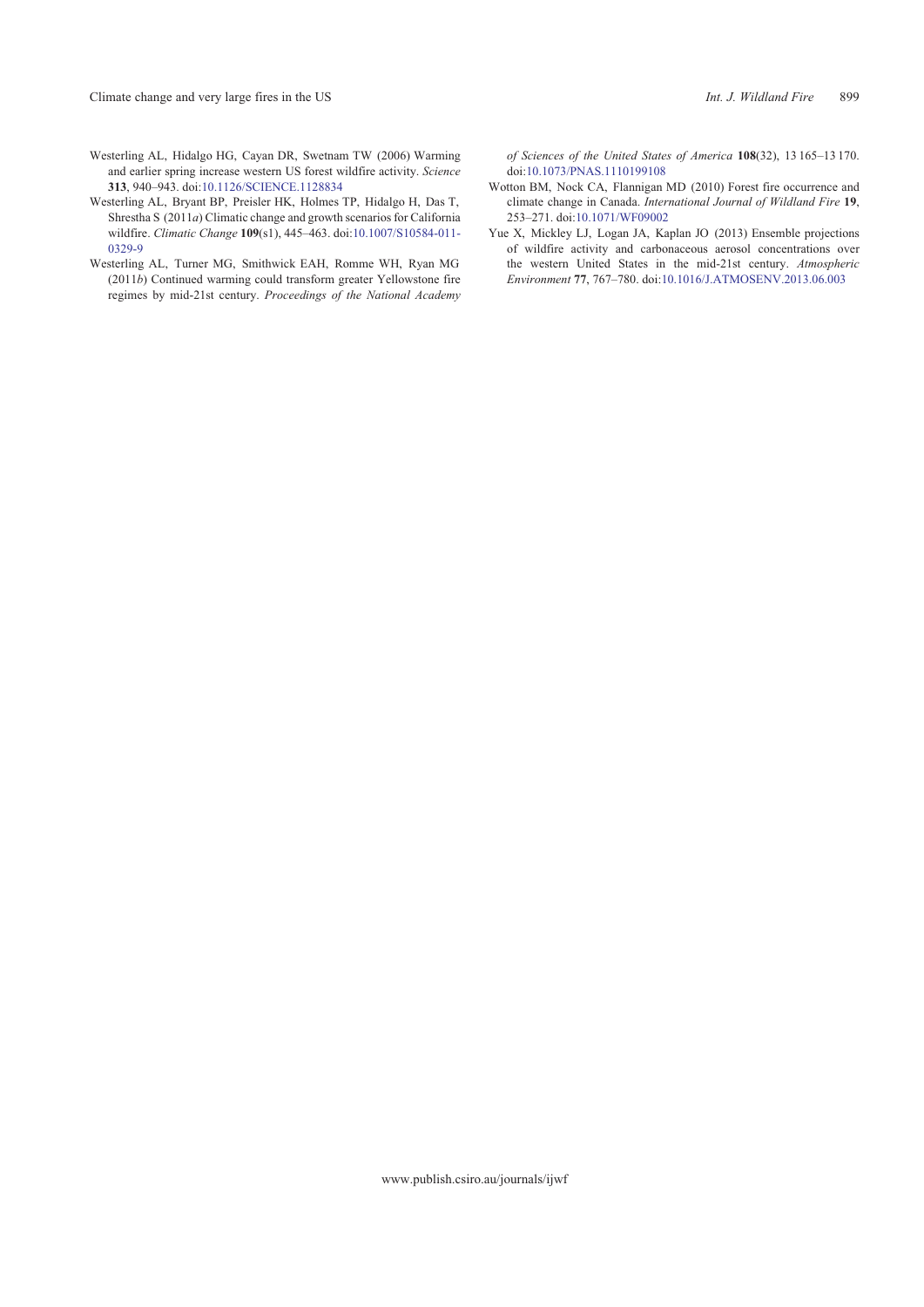Westerling AL, Hidalgo HG, Cayan DR, Swetnam TW (2006) Warming and earlier spring increase western US forest wildfire activity. *Science* **313**, 940–943. doi:10.1126/SCIENCE.1128834

Westerling AL, Bryant BP, Preisler HK, Holmes TP, Hidalgo H, Das T, Shrestha S (2011*a*) Climatic change and growth scenarios for California wildfire. *Climatic Change* **109**(s1), 445–463. doi:10.1007/S10584-011-0329-9

Westerling AL, Turner MG, Smithwick EAH, Romme WH, Ryan MG (2011*b*) Continued warming could transform greater Yellowstone fire regimes by mid-21st century. *Proceedings of the National Academy of Sciences of the United States of America* **108**(32), 13 165–13 170. doi:10.1073/PNAS.1110199108

Wotton BM, Nock CA, Flannigan MD (2010) Forest fire occurrence and climate change in Canada. *International Journal of Wildland Fire* **19**, 253–271. doi:10.1071/WF09002

Yue X, Mickley LJ, Logan JA, Kaplan JO (2013) Ensemble projections of wildfire activity and carbonaceous aerosol concentrations over the western United States in the mid-21st century. *Atmospheric Environment* **77**, 767–780. doi:10.1016/J.ATMOSENV.2013.06.003